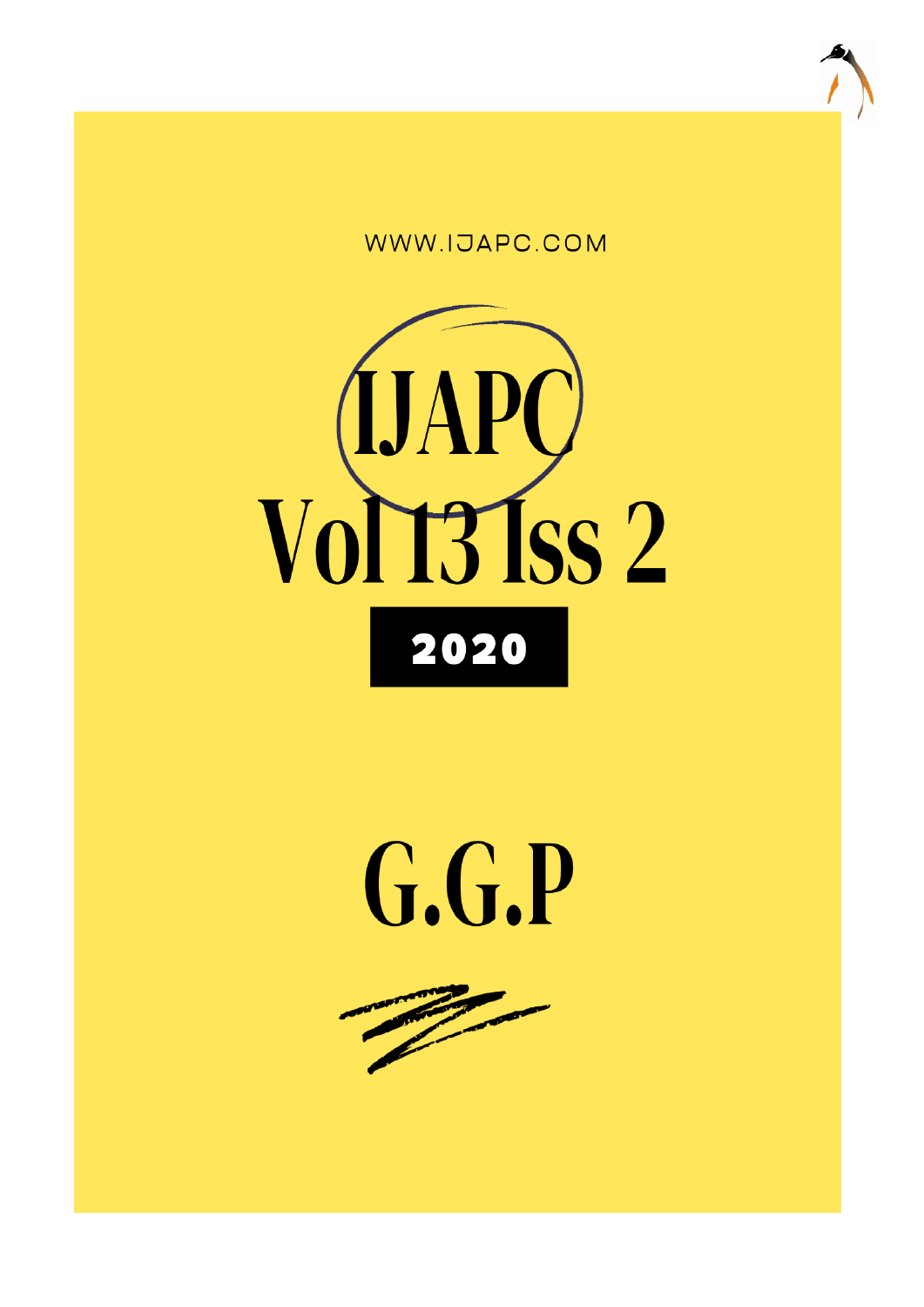WWW.IJAPC.COM

# IJAPC

# Vol 13 Iss 2

**2020**

# G.G.P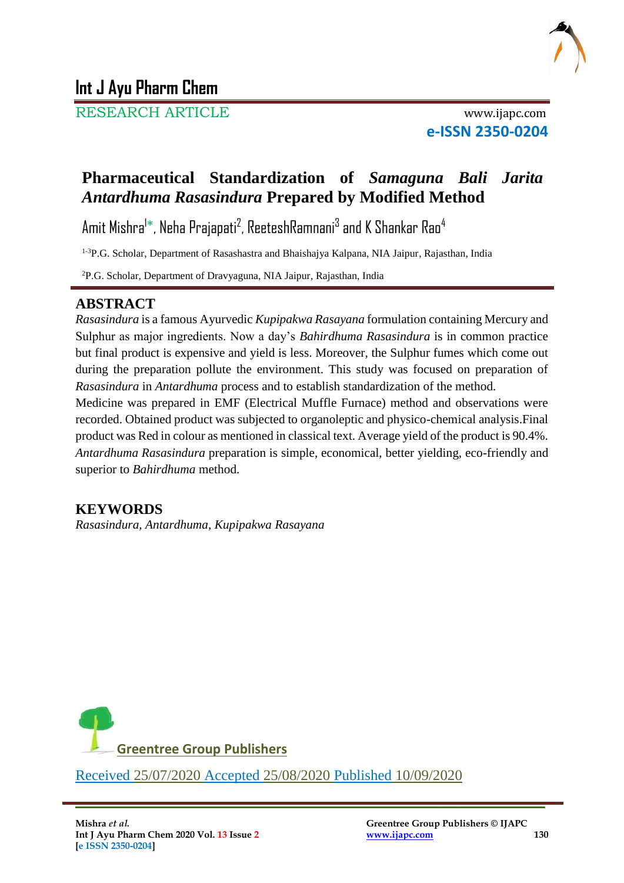# Int J Ayu Pharm Chem

RESEARCH ARTICLE

www.ijapc.com

**e-ISSN 2350-0204**

## Pharmaceutical Standardization of *Samaguna Bali Jarita Antardhuma Rasasindura* Prepared by Modified Method

Amit Mishra[1]*, Neha Prajapati[2], ReeteshRamnani[3] and K Shankar Rao[4]

[1-3]P.G. Scholar, Department of Rasashastra and Bhaishajya Kalpana, NIA Jaipur, Rajasthan, India

[2]P.G. Scholar, Department of Dravyaguna, NIA Jaipur, Rajasthan, India

## ABSTRACT

*Rasasindura* is a famous Ayurvedic *Kupipakwa Rasayana* formulation containing Mercury and Sulphur as major ingredients. Now a day's *Bahirdhuma Rasasindura* is in common practice but final product is expensive and yield is less. Moreover, the Sulphur fumes which come out during the preparation pollute the environment. This study was focused on preparation of *Rasasindura* in *Antardhuma* process and to establish standardization of the method.

Medicine was prepared in EMF (Electrical Muffle Furnace) method and observations were recorded. Obtained product was subjected to organoleptic and physico-chemical analysis.Final product was Red in colour as mentioned in classical text. Average yield of the product is 90.4%. *Antardhuma Rasasindura* preparation is simple, economical, better yielding, eco-friendly and superior to *Bahirdhuma* method.

## KEYWORDS

*Rasasindura, Antardhuma, Kupipakwa Rasayana*

Greentree Group Publishers

Received 25/07/2020 Accepted 25/08/2020 Published 10/09/2020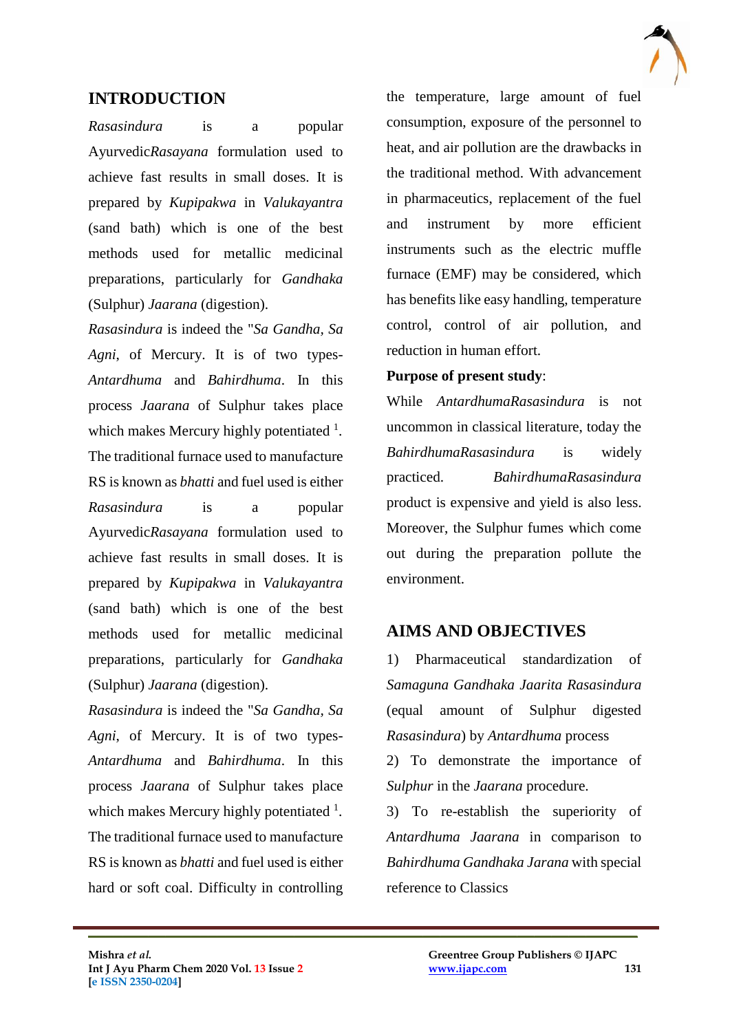## INTRODUCTION

*Rasasindura* is a popular Ayurvedic*Rasayana* formulation used to achieve fast results in small doses. It is prepared by *Kupipakwa* in *Valukayantra* (sand bath) which is one of the best methods used for metallic medicinal preparations, particularly for *Gandhaka* (Sulphur) *Jaarana* (digestion).

*Rasasindura* is indeed the "*Sa Gandha, Sa Agni*, of Mercury. It is of two types- *Antardhuma* and *Bahirdhuma*. In this process *Jaarana* of Sulphur takes place which makes Mercury highly potentiated [1]. The traditional furnace used to manufacture RS is known as *bhatti* and fuel used is either

*Rasasindura* is a popular Ayurvedic*Rasayana* formulation used to achieve fast results in small doses. It is prepared by *Kupipakwa* in *Valukayantra* (sand bath) which is one of the best methods used for metallic medicinal preparations, particularly for *Gandhaka* (Sulphur) *Jaarana* (digestion).

*Rasasindura* is indeed the "*Sa Gandha, Sa Agni*, of Mercury. It is of two types- *Antardhuma* and *Bahirdhuma*. In this process *Jaarana* of Sulphur takes place which makes Mercury highly potentiated [1]. The traditional furnace used to manufacture RS is known as *bhatti* and fuel used is either hard or soft coal. Difficulty in controlling the temperature, large amount of fuel consumption, exposure of the personnel to heat, and air pollution are the drawbacks in the traditional method. With advancement in pharmaceutics, replacement of the fuel and instrument by more efficient instruments such as the electric muffle furnace (EMF) may be considered, which has benefits like easy handling, temperature control, control of air pollution, and reduction in human effort.

**Purpose of present study**:

While *AntardhumaRasasindura* is not uncommon in classical literature, today the *BahirdhumaRasasindura* is widely practiced. *BahirdhumaRasasindura* product is expensive and yield is also less. Moreover, the Sulphur fumes which come out during the preparation pollute the environment.

## AIMS AND OBJECTIVES

1) Pharmaceutical standardization of *Samaguna Gandhaka Jaarita Rasasindura* (equal amount of Sulphur digested *Rasasindura*) by *Antardhuma* process

2) To demonstrate the importance of *Sulphur* in the *Jaarana* procedure.

3) To re-establish the superiority of *Antardhuma Jaarana* in comparison to *Bahirdhuma Gandhaka Jarana* with special reference to Classics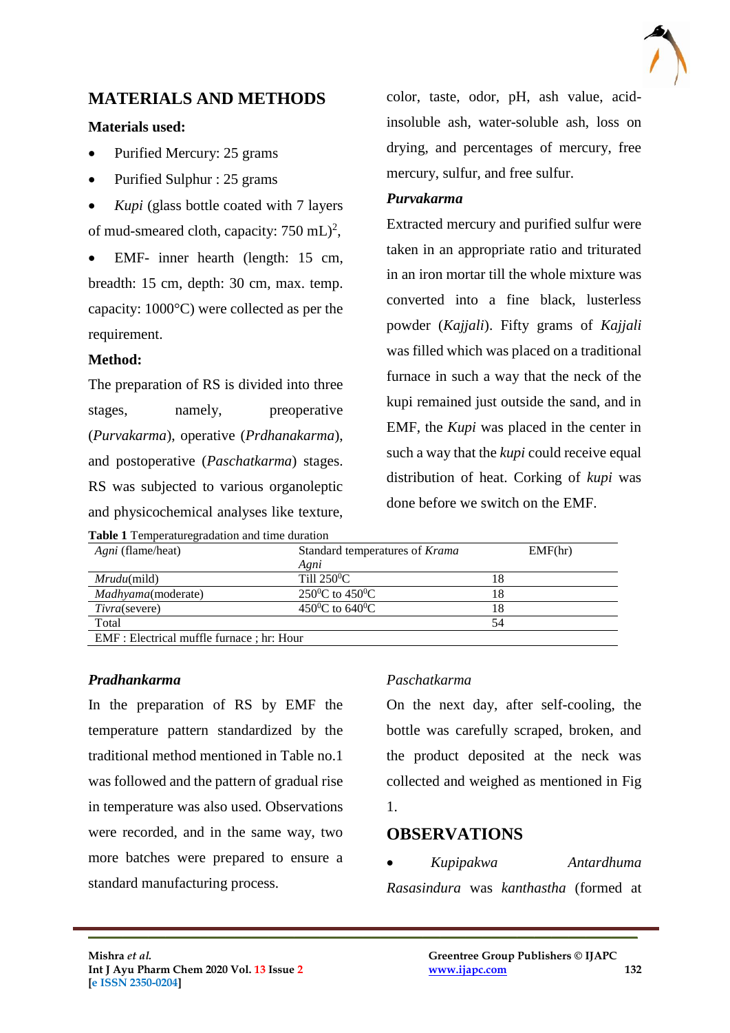## MATERIALS AND METHODS

**Materials used:**

- Purified Mercury: 25 grams
- Purified Sulphur : 25 grams
- *Kupi* (glass bottle coated with 7 layers of mud-smeared cloth, capacity: 750 mL)[2],
- EMF- inner hearth (length: 15 cm, breadth: 15 cm, depth: 30 cm, max. temp. capacity: 1000°C) were collected as per the requirement.

**Method:**

The preparation of RS is divided into three stages, namely, preoperative (*Purvakarma*), operative (*Prdhanakarma*), and postoperative (*Paschatkarma*) stages. RS was subjected to various organoleptic and physicochemical analyses like texture, color, taste, odor, pH, ash value, acid-insoluble ash, water-soluble ash, loss on drying, and percentages of mercury, free mercury, sulfur, and free sulfur.

***Purvakarma***

Extracted mercury and purified sulfur were taken in an appropriate ratio and triturated in an iron mortar till the whole mixture was converted into a fine black, lusterless powder (*Kajjali*). Fifty grams of *Kajjali* was filled which was placed on a traditional furnace in such a way that the neck of the kupi remained just outside the sand, and in EMF, the *Kupi* was placed in the center in such a way that the *kupi* could receive equal distribution of heat. Corking of *kupi* was done before we switch on the EMF.

**Table 1** Temperaturegradation and time duration

| *Agni* (flame/heat) | Standard temperatures of *Krama Agni* | EMF(hr) |
|---|---|---|
| *Mrudu*(mild) | Till 250$^0$C | 18 |
| *Madhyama*(moderate) | 250$^0$C to 450$^0$C | 18 |
| *Tivra*(severe) | 450$^0$C to 640$^0$C | 18 |
| Total | | 54 |

EMF : Electrical muffle furnace ; hr: Hour

***Pradhankarma***

In the preparation of RS by EMF the temperature pattern standardized by the traditional method mentioned in Table no.1 was followed and the pattern of gradual rise in temperature was also used. Observations were recorded, and in the same way, two more batches were prepared to ensure a standard manufacturing process.

*Paschatkarma*

On the next day, after self-cooling, the bottle was carefully scraped, broken, and the product deposited at the neck was collected and weighed as mentioned in Fig 1.

## OBSERVATIONS

- *Kupipakwa Antardhuma Rasasindura* was *kanthastha* (formed at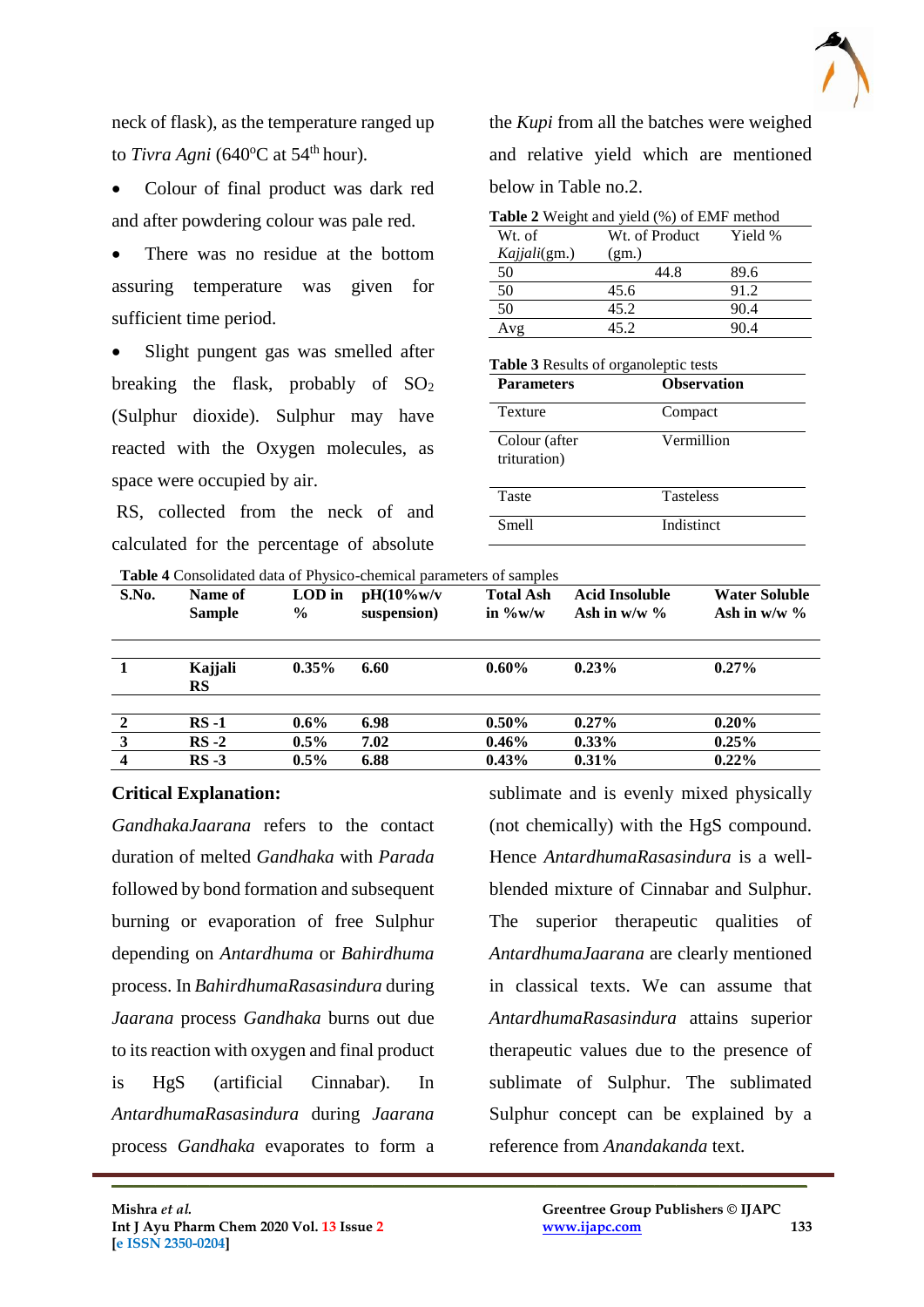neck of flask), as the temperature ranged up to *Tivra Agni* (640°C at 54th hour).

- Colour of final product was dark red and after powdering colour was pale red.
- There was no residue at the bottom assuring temperature was given for sufficient time period.
- Slight pungent gas was smelled after breaking the flask, probably of $SO_2$ (Sulphur dioxide). Sulphur may have reacted with the Oxygen molecules, as space were occupied by air.

RS, collected from the neck of and calculated for the percentage of absolute the *Kupi* from all the batches were weighed and relative yield which are mentioned below in Table no.2.

**Table 2** Weight and yield (%) of EMF method

| Wt. of *Kajjali*(gm.) | Wt. of Product (gm.) | Yield % |
|---|---|---|
| 50 | 44.8 | 89.6 |
| 50 | 45.6 | 91.2 |
| 50 | 45.2 | 90.4 |
| Avg | 45.2 | 90.4 |

**Table 3** Results of organoleptic tests

| **Parameters** | **Observation** |
|---|---|
| Texture | Compact |
| Colour (after trituration) | Vermillion |
| Taste | Tasteless |
| Smell | Indistinct |

**Table 4** Consolidated data of Physico-chemical parameters of samples

| **S.No.** | **Name of Sample** | **LOD in %** | **pH(10%w/v suspension)** | **Total Ash in %w/w** | **Acid Insoluble Ash in w/w %** | **Water Soluble Ash in w/w %** |
|---|---|---|---|---|---|---|
| **1** | **Kajjali RS** | **0.35%** | **6.60** | **0.60%** | **0.23%** | **0.27%** |
| **2** | **RS -1** | **0.6%** | **6.98** | **0.50%** | **0.27%** | **0.20%** |
| **3** | **RS -2** | **0.5%** | **7.02** | **0.46%** | **0.33%** | **0.25%** |
| **4** | **RS -3** | **0.5%** | **6.88** | **0.43%** | **0.31%** | **0.22%** |

**Critical Explanation:**

*GandhakaJaarana* refers to the contact duration of melted *Gandhaka* with *Parada* followed by bond formation and subsequent burning or evaporation of free Sulphur depending on *Antardhuma* or *Bahirdhuma* process. In *BahirdhumaRasasindura* during *Jaarana* process *Gandhaka* burns out due to its reaction with oxygen and final product is HgS (artificial Cinnabar). In *AntardhumaRasasindura* during *Jaarana* process *Gandhaka* evaporates to form a sublimate and is evenly mixed physically (not chemically) with the HgS compound. Hence *AntardhumaRasasindura* is a well-blended mixture of Cinnabar and Sulphur. The superior therapeutic qualities of *AntardhumaJaarana* are clearly mentioned in classical texts. We can assume that *AntardhumaRasasindura* attains superior therapeutic values due to the presence of sublimate of Sulphur. The sublimated Sulphur concept can be explained by a reference from *Anandakanda* text.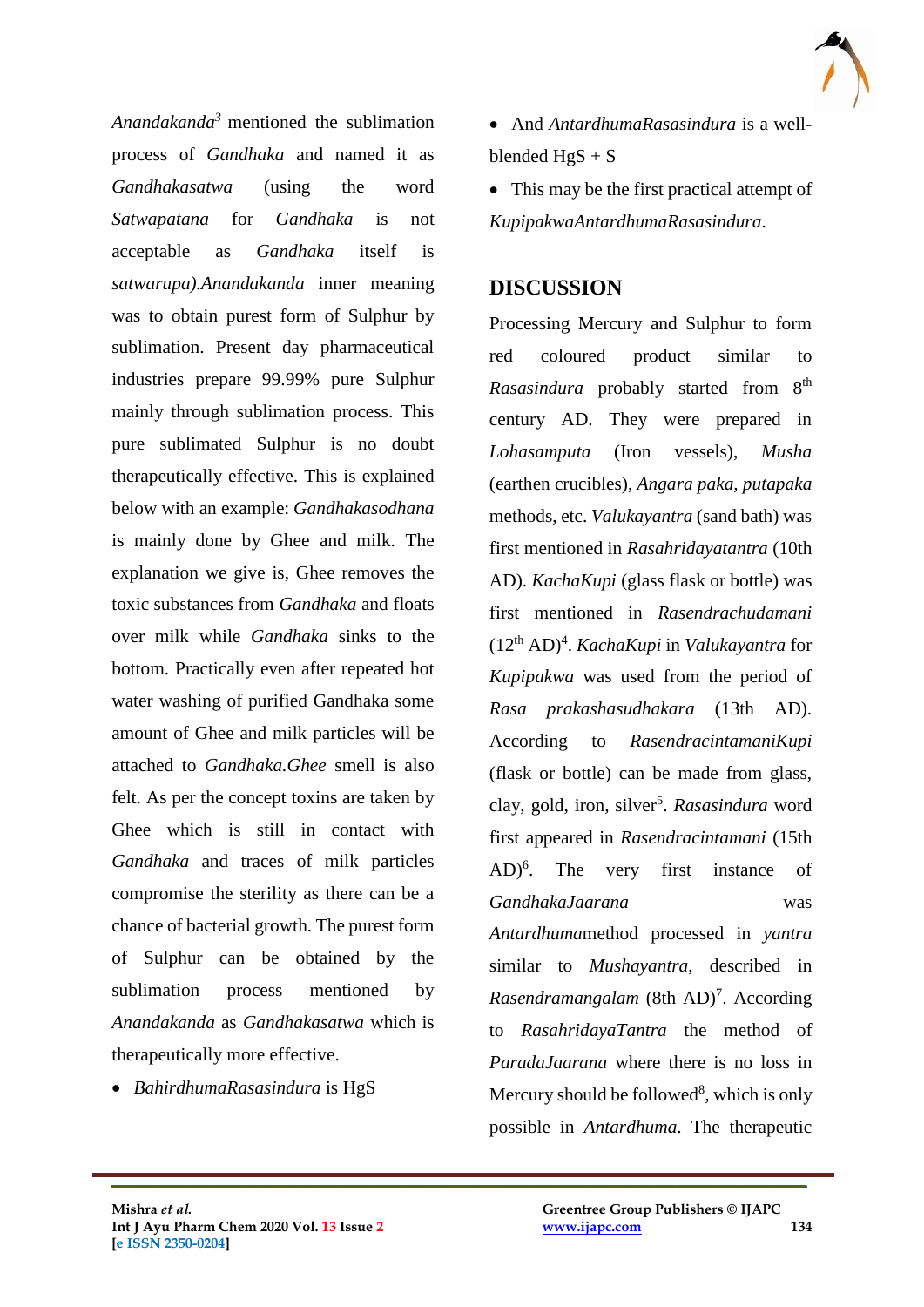*Anandakanda*[3] mentioned the sublimation process of *Gandhaka* and named it as *Gandhakasatwa* (using the word *Satwapatana* for *Gandhaka* is not acceptable as *Gandhaka* itself is *satwarupa).Anandakanda* inner meaning was to obtain purest form of Sulphur by sublimation. Present day pharmaceutical industries prepare 99.99% pure Sulphur mainly through sublimation process. This pure sublimated Sulphur is no doubt therapeutically effective. This is explained below with an example: *Gandhakasodhana* is mainly done by Ghee and milk. The explanation we give is, Ghee removes the toxic substances from *Gandhaka* and floats over milk while *Gandhaka* sinks to the bottom. Practically even after repeated hot water washing of purified Gandhaka some amount of Ghee and milk particles will be attached to *Gandhaka.Ghee* smell is also felt. As per the concept toxins are taken by Ghee which is still in contact with *Gandhaka* and traces of milk particles compromise the sterility as there can be a chance of bacterial growth. The purest form of Sulphur can be obtained by the sublimation process mentioned by *Anandakanda* as *Gandhakasatwa* which is therapeutically more effective.

- *BahirdhumaRasasindura* is HgS
- And *AntardhumaRasasindura* is a well-blended HgS + S
- This may be the first practical attempt of *KupipakwaAntardhumaRasasindura*.

## DISCUSSION

Processing Mercury and Sulphur to form red coloured product similar to *Rasasindura* probably started from 8th century AD. They were prepared in *Lohasamputa* (Iron vessels), *Musha* (earthen crucibles), *Angara paka, putapaka* methods, etc. *Valukayantra* (sand bath) was first mentioned in *Rasahridayatantra* (10th AD). *KachaKupi* (glass flask or bottle) was first mentioned in *Rasendrachudamani* (12th AD)[4]. *KachaKupi* in *Valukayantra* for *Kupipakwa* was used from the period of *Rasa prakashasudhakara* (13th AD). According to *RasendracintamaniKupi* (flask or bottle) can be made from glass, clay, gold, iron, silver[5]. *Rasasindura* word first appeared in *Rasendracintamani* (15th AD)[6]. The very first instance of *GandhakaJaarana* was *Antardhuma*method processed in *yantra* similar to *Mushayantra*, described in *Rasendramangalam* (8th AD)[7]. According to *RasahridayaTantra* the method of *ParadaJaarana* where there is no loss in Mercury should be followed[8], which is only possible in *Antardhuma*. The therapeutic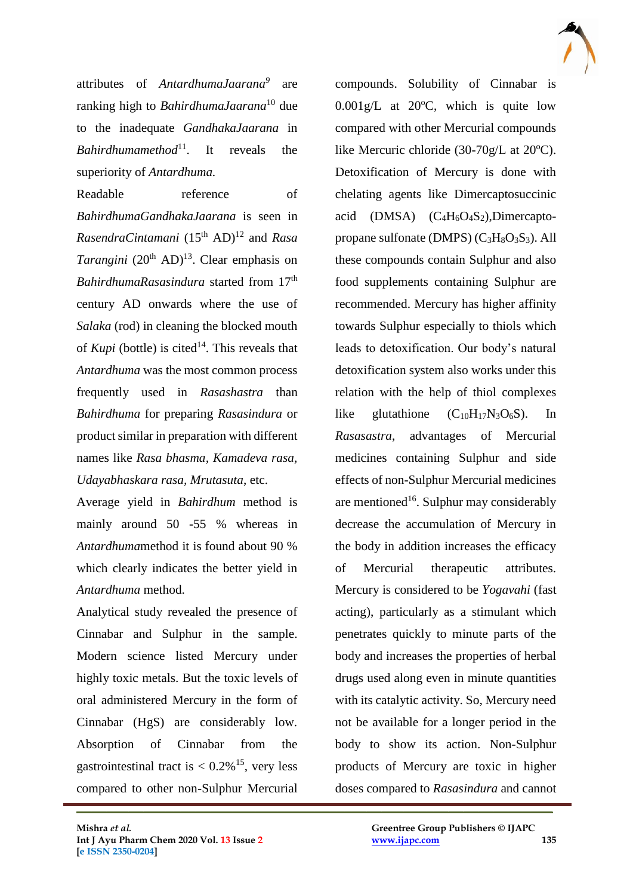attributes of *AntardhumaJaarana*[9] are ranking high to *BahirdhumaJaarana*[10] due to the inadequate *GandhakaJaarana* in *Bahirdhumamethod*[11]. It reveals the superiority of *Antardhuma.*

Readable reference of *BahirdhumaGandhakaJaarana* is seen in *RasendraCintamani* (15th AD)[12] and *Rasa Tarangini* (20th AD)[13]. Clear emphasis on *BahirdhumaRasasindura* started from 17th century AD onwards where the use of *Salaka* (rod) in cleaning the blocked mouth of *Kupi* (bottle) is cited[14]. This reveals that *Antardhuma* was the most common process frequently used in *Rasashastra* than *Bahirdhuma* for preparing *Rasasindura* or product similar in preparation with different names like *Rasa bhasma*, *Kamadeva rasa*, *Udayabhaskara rasa*, *Mrutasuta*, etc.

Average yield in *Bahirdhum* method is mainly around 50 -55 % whereas in *Antardhuma*method it is found about 90 % which clearly indicates the better yield in *Antardhuma* method.

Analytical study revealed the presence of Cinnabar and Sulphur in the sample. Modern science listed Mercury under highly toxic metals. But the toxic levels of oral administered Mercury in the form of Cinnabar (HgS) are considerably low. Absorption of Cinnabar from the gastrointestinal tract is < 0.2%[15], very less compared to other non-Sulphur Mercurial compounds. Solubility of Cinnabar is 0.001g/L at 20°C, which is quite low compared with other Mercurial compounds like Mercuric chloride (30-70g/L at 20°C). Detoxification of Mercury is done with chelating agents like Dimercaptosuccinic acid (DMSA) ($C_4H_6O_4S_2$),Dimercapto-propane sulfonate (DMPS) ($C_3H_8O_3S_3$). All these compounds contain Sulphur and also food supplements containing Sulphur are recommended. Mercury has higher affinity towards Sulphur especially to thiols which leads to detoxification. Our body's natural detoxification system also works under this relation with the help of thiol complexes like glutathione ($C_{10}H_{17}N_3O_6S$). In *Rasasastra*, advantages of Mercurial medicines containing Sulphur and side effects of non-Sulphur Mercurial medicines are mentioned[16]. Sulphur may considerably decrease the accumulation of Mercury in the body in addition increases the efficacy of Mercurial therapeutic attributes. Mercury is considered to be *Yogavahi* (fast acting), particularly as a stimulant which penetrates quickly to minute parts of the body and increases the properties of herbal drugs used along even in minute quantities with its catalytic activity. So, Mercury need not be available for a longer period in the body to show its action. Non-Sulphur products of Mercury are toxic in higher doses compared to *Rasasindura* and cannot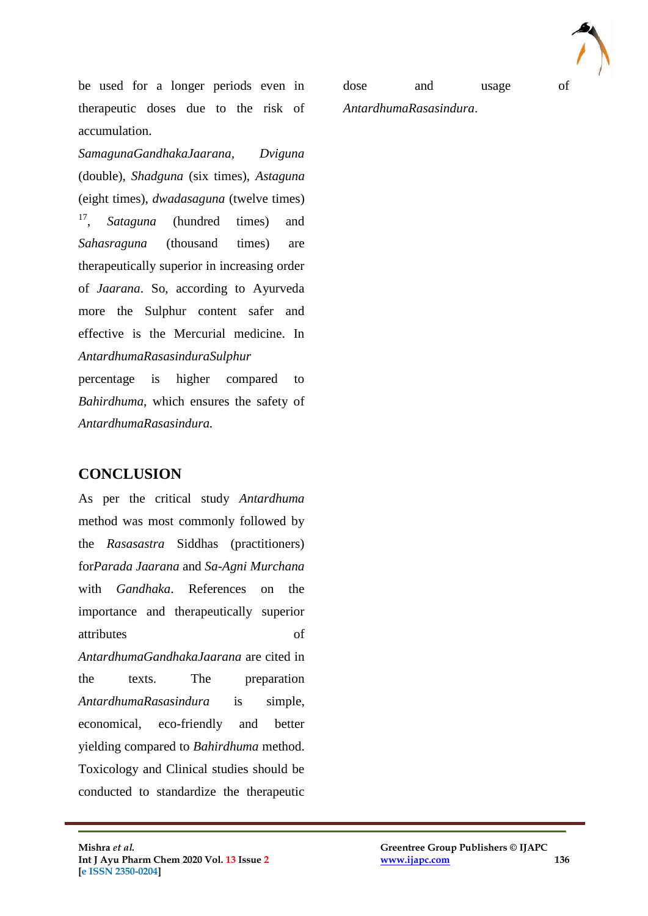be used for a longer periods even in therapeutic doses due to the risk of accumulation.

*SamagunaGandhakaJaarana*, *Dviguna* (double), *Shadguna* (six times), *Astaguna* (eight times), *dwadasaguna* (twelve times) [17], *Sataguna* (hundred times) and *Sahasraguna* (thousand times) are therapeutically superior in increasing order of *Jaarana*. So, according to Ayurveda more the Sulphur content safer and effective is the Mercurial medicine. In *AntardhumaRasasinduraSulphur* percentage is higher compared to *Bahirdhuma*, which ensures the safety of *AntardhumaRasasindura.*

## CONCLUSION

As per the critical study *Antardhuma* method was most commonly followed by the *Rasasastra* Siddhas (practitioners) for*Parada Jaarana* and *Sa-Agni Murchana* with *Gandhaka*. References on the importance and therapeutically superior attributes of *AntardhumaGandhakaJaarana* are cited in the texts. The preparation *AntardhumaRasasindura* is simple, economical, eco-friendly and better yielding compared to *Bahirdhuma* method. Toxicology and Clinical studies should be conducted to standardize the therapeutic dose and usage of *AntardhumaRasasindura*.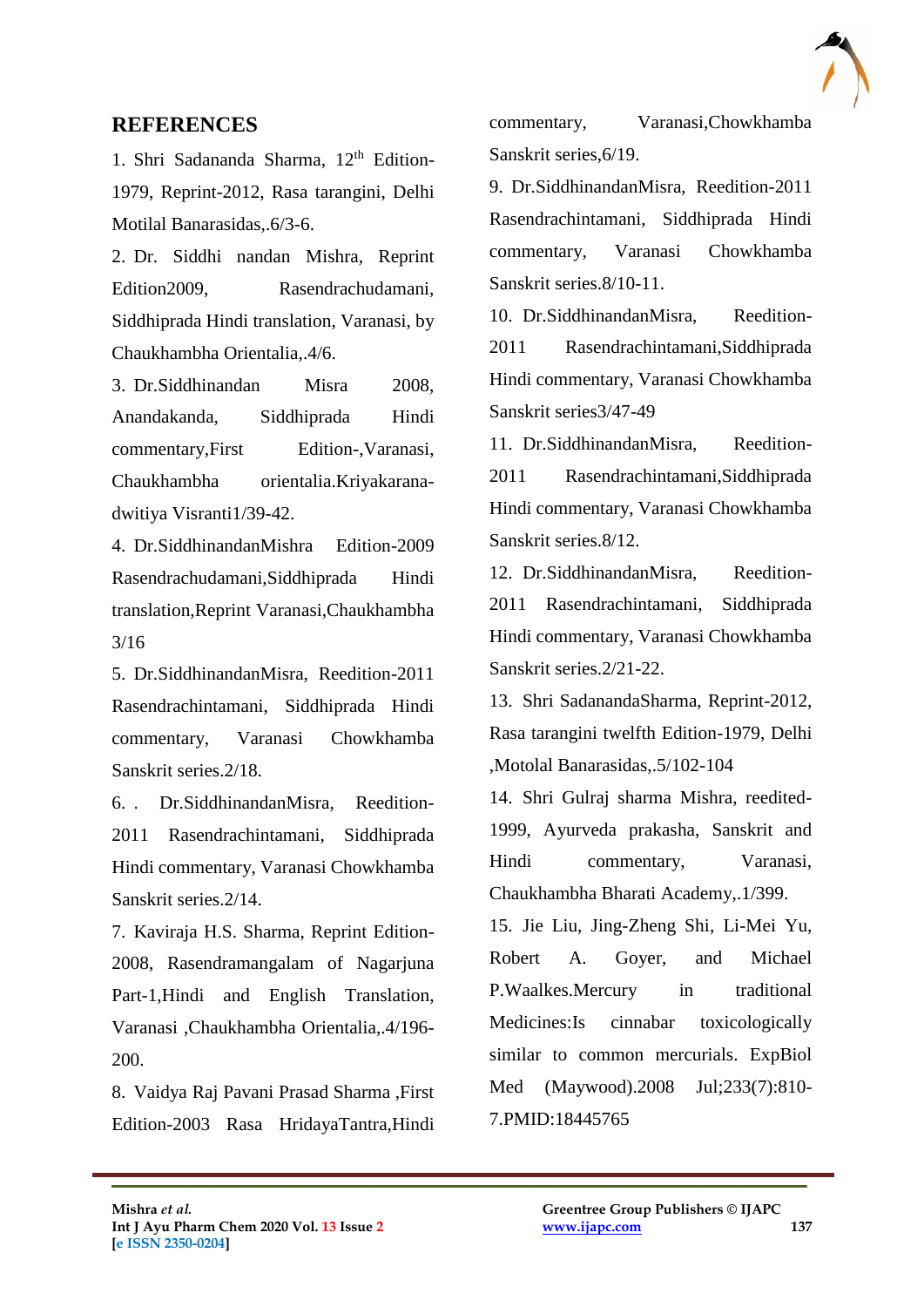## REFERENCES

1. Shri Sadananda Sharma, 12th Edition-1979, Reprint-2012, Rasa tarangini, Delhi Motilal Banarasidas,.6/3-6.
2. Dr. Siddhi nandan Mishra, Reprint Edition2009, Rasendrachudamani, Siddhiprada Hindi translation, Varanasi, by Chaukhambha Orientalia,.4/6.
3. Dr.Siddhinandan Misra 2008, Anandakanda, Siddhiprada Hindi commentary,First Edition-,Varanasi, Chaukhambha orientalia.Kriyakarana-dwitiya Visranti1/39-42.
4. Dr.SiddhinandanMishra Edition-2009 Rasendrachudamani,Siddhiprada Hindi translation,Reprint Varanasi,Chaukhambha 3/16
5. Dr.SiddhinandanMisra, Reedition-2011 Rasendrachintamani, Siddhiprada Hindi commentary, Varanasi Chowkhamba Sanskrit series.2/18.
6. . Dr.SiddhinandanMisra, Reedition-2011 Rasendrachintamani, Siddhiprada Hindi commentary, Varanasi Chowkhamba Sanskrit series.2/14.
7. Kaviraja H.S. Sharma, Reprint Edition-2008, Rasendramangalam of Nagarjuna Part-1,Hindi and English Translation, Varanasi ,Chaukhambha Orientalia,.4/196-200.
8. Vaidya Raj Pavani Prasad Sharma ,First Edition-2003 Rasa HridayaTantra,Hindi commentary, Varanasi,Chowkhamba Sanskrit series,6/19.
9. Dr.SiddhinandanMisra, Reedition-2011 Rasendrachintamani, Siddhiprada Hindi commentary, Varanasi Chowkhamba Sanskrit series.8/10-11.
10. Dr.SiddhinandanMisra, Reedition-2011 Rasendrachintamani,Siddhiprada Hindi commentary, Varanasi Chowkhamba Sanskrit series3/47-49
11. Dr.SiddhinandanMisra, Reedition-2011 Rasendrachintamani,Siddhiprada Hindi commentary, Varanasi Chowkhamba Sanskrit series.8/12.
12. Dr.SiddhinandanMisra, Reedition-2011 Rasendrachintamani, Siddhiprada Hindi commentary, Varanasi Chowkhamba Sanskrit series.2/21-22.
13. Shri SadanandaSharma, Reprint-2012, Rasa tarangini twelfth Edition-1979, Delhi ,Motolal Banarasidas,.5/102-104
14. Shri Gulraj sharma Mishra, reedited-1999, Ayurveda prakasha, Sanskrit and Hindi commentary, Varanasi, Chaukhambha Bharati Academy,.1/399.
15. Jie Liu, Jing-Zheng Shi, Li-Mei Yu, Robert A. Goyer, and Michael P.Waalkes.Mercury in traditional Medicines:Is cinnabar toxicologically similar to common mercurials. ExpBiol Med (Maywood).2008 Jul;233(7):810-7.PMID:18445765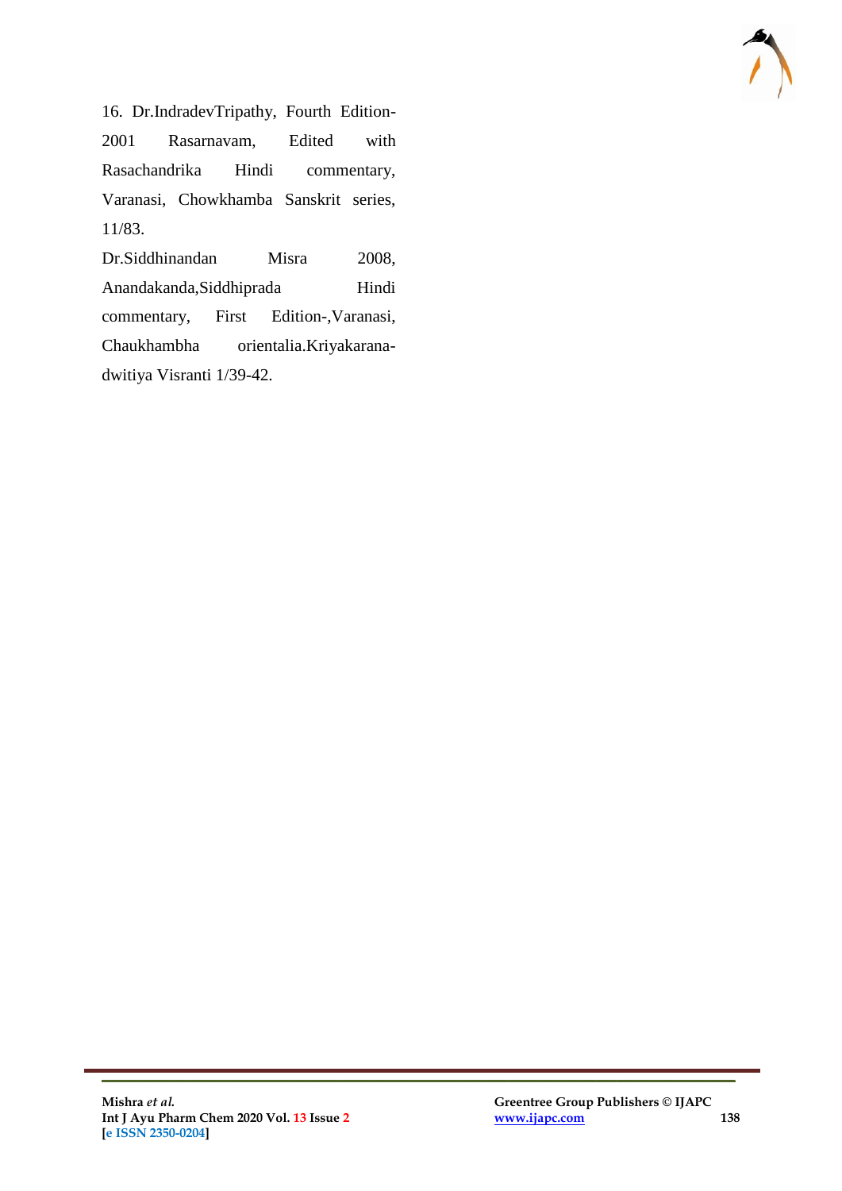16. Dr.IndradevTripathy, Fourth Edition-2001 Rasarnavam, Edited with Rasachandrika Hindi commentary, Varanasi, Chowkhamba Sanskrit series, 11/83.

Dr.Siddhinandan Misra 2008, Anandakanda,Siddhiprada Hindi commentary, First Edition-,Varanasi, Chaukhambha orientalia.Kriyakarana-dwitiya Visranti 1/39-42.